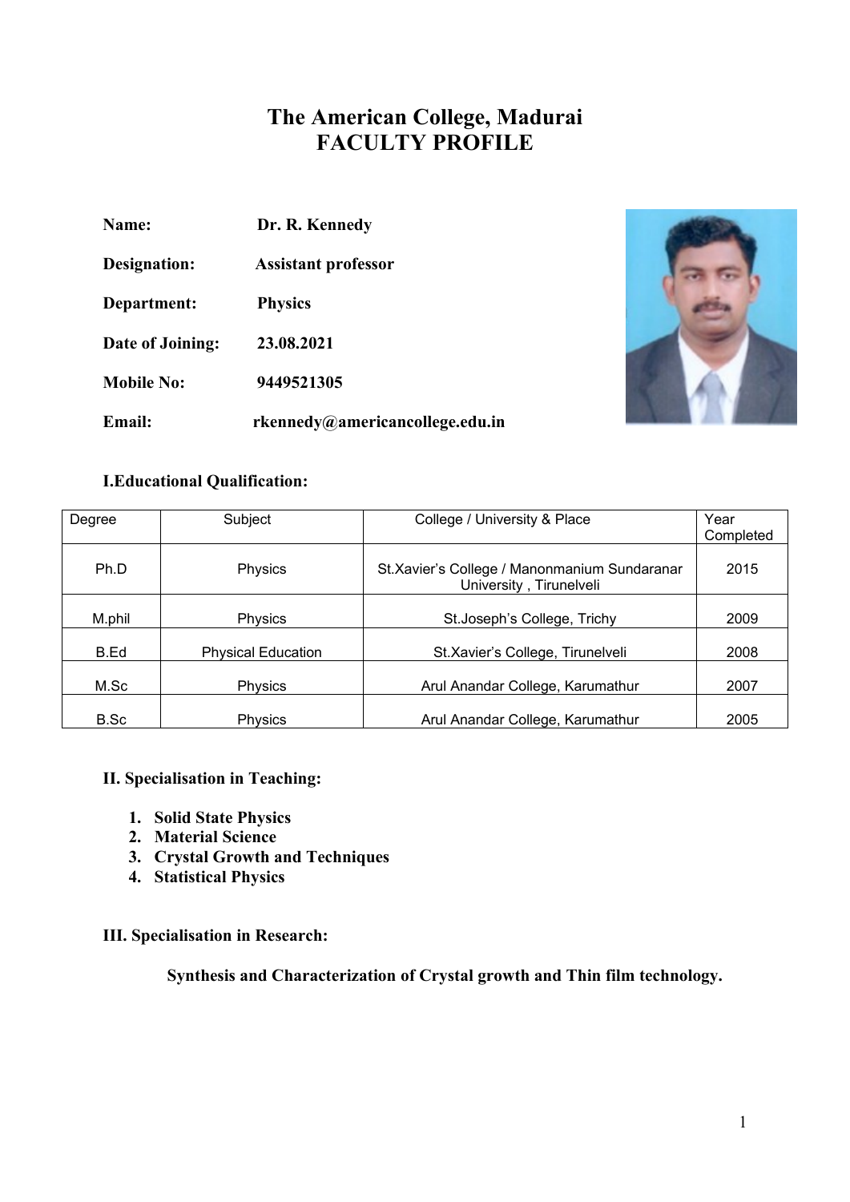# The American College, Madurai
# FACULTY PROFILE

**Name:** Dr. R. Kennedy

**Designation:** Assistant professor

**Department:** Physics

**Date of Joining:** 23.08.2021

**Mobile No:** 9449521305

**Email:** rkennedy@americancollege.edu.in

## I.Educational Qualification:

| Degree | Subject | College / University & Place | Year Completed |
|---|---|---|---|
| Ph.D | Physics | St.Xavier's College / Manonmanium Sundaranar University , Tirunelveli | 2015 |
| M.phil | Physics | St.Joseph's College, Trichy | 2009 |
| B.Ed | Physical Education | St.Xavier's College, Tirunelveli | 2008 |
| M.Sc | Physics | Arul Anandar College, Karumathur | 2007 |
| B.Sc | Physics | Arul Anandar College, Karumathur | 2005 |

## II. Specialisation in Teaching:

1. **Solid State Physics**
2. **Material Science**
3. **Crystal Growth and Techniques**
4. **Statistical Physics**

## III. Specialisation in Research:

**Synthesis and Characterization of Crystal growth and Thin film technology.**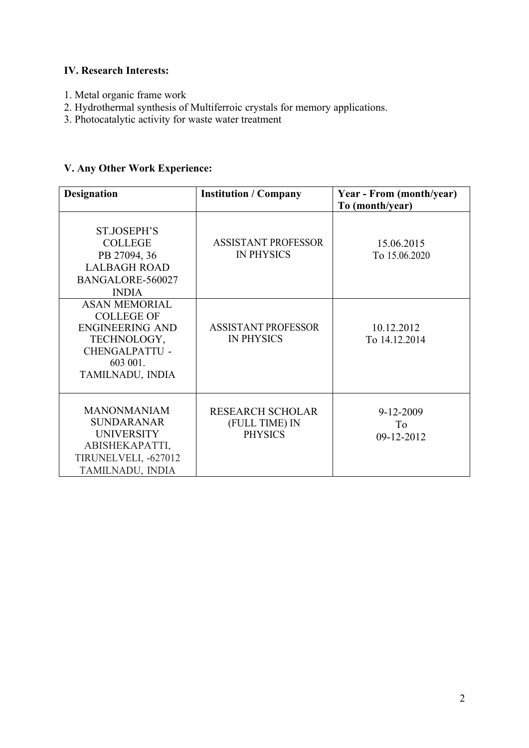**IV. Research Interests:**

1. Metal organic frame work
2. Hydrothermal synthesis of Multiferroic crystals for memory applications.
3. Photocatalytic activity for waste water treatment

**V. Any Other Work Experience:**

| Designation | Institution / Company | Year - From (month/year) To (month/year) |
|---|---|---|
| ST.JOSEPH'S COLLEGE PB 27094, 36 LALBAGH ROAD BANGALORE-560027 INDIA | ASSISTANT PROFESSOR IN PHYSICS | 15.06.2015 To 15.06.2020 |
| ASAN MEMORIAL COLLEGE OF ENGINEERING AND TECHNOLOGY, CHENGALPATTU - 603 001. TAMILNADU, INDIA | ASSISTANT PROFESSOR IN PHYSICS | 10.12.2012 To 14.12.2014 |
| MANONMANIAM SUNDARANAR UNIVERSITY ABISHEKAPATTI, TIRUNELVELI, -627012 TAMILNADU, INDIA | RESEARCH SCHOLAR (FULL TIME) IN PHYSICS | 9-12-2009 To 09-12-2012 |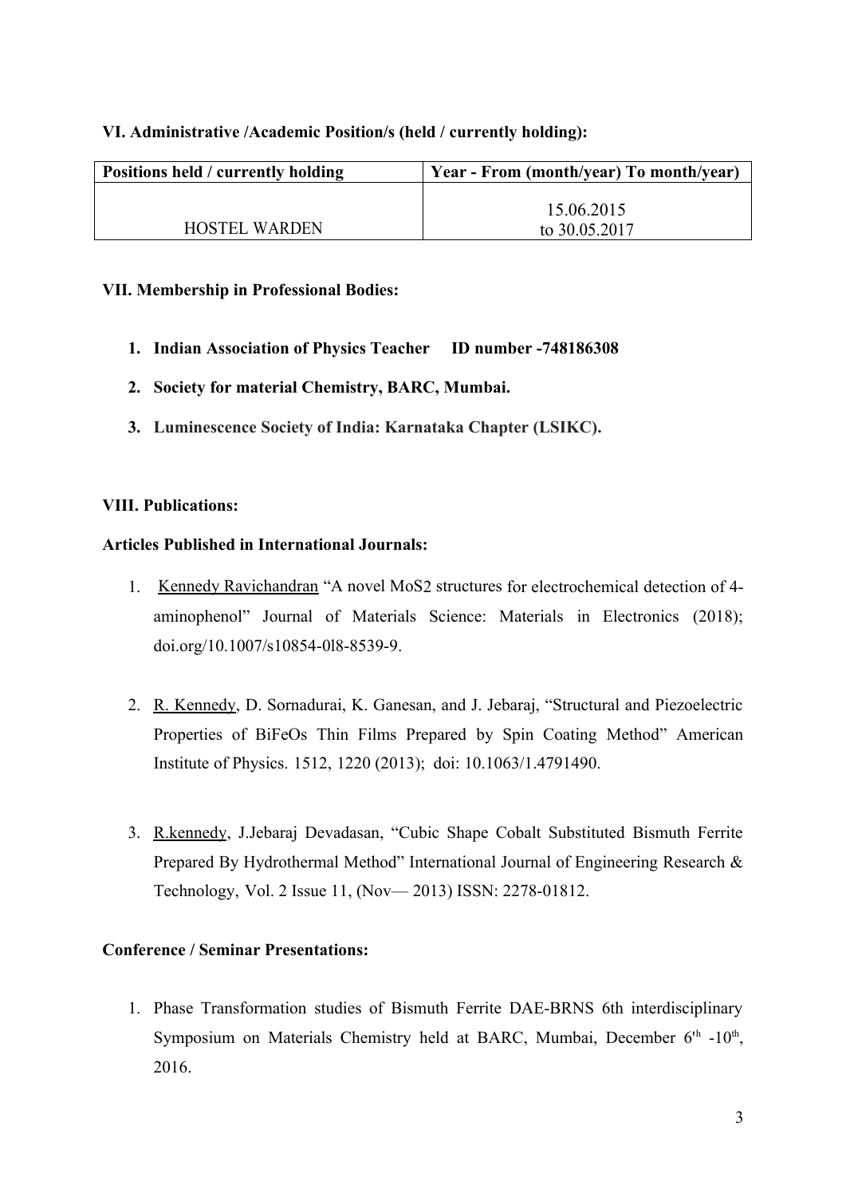**VI. Administrative /Academic Position/s (held / currently holding):**

| Positions held / currently holding | Year - From (month/year) To month/year) |
|---|---|
| HOSTEL WARDEN | 15.06.2015 to 30.05.2017 |

**VII. Membership in Professional Bodies:**

1. **Indian Association of Physics Teacher ID number -748186308**
2. **Society for material Chemistry, BARC, Mumbai.**
3. **Luminescence Society of India: Karnataka Chapter (LSIKC).**

**VIII. Publications:**

**Articles Published in International Journals:**

1. Kennedy Ravichandran "A novel MoS2 structures for electrochemical detection of 4-aminophenol" Journal of Materials Science: Materials in Electronics (2018); doi.org/10.1007/s10854-0l8-8539-9.

2. R. Kennedy, D. Sornadurai, K. Ganesan, and J. Jebaraj, "Structural and Piezoelectric Properties of BiFeOs Thin Films Prepared by Spin Coating Method" American Institute of Physics. 1512, 1220 (2013); doi: 10.1063/1.4791490.

3. R.kennedy, J.Jebaraj Devadasan, "Cubic Shape Cobalt Substituted Bismuth Ferrite Prepared By Hydrothermal Method" International Journal of Engineering Research & Technology, Vol. 2 Issue 11, (Nov— 2013) ISSN: 2278-01812.

**Conference / Seminar Presentations:**

1. Phase Transformation studies of Bismuth Ferrite DAE-BRNS 6th interdisciplinary Symposium on Materials Chemistry held at BARC, Mumbai, December 6th -10th, 2016.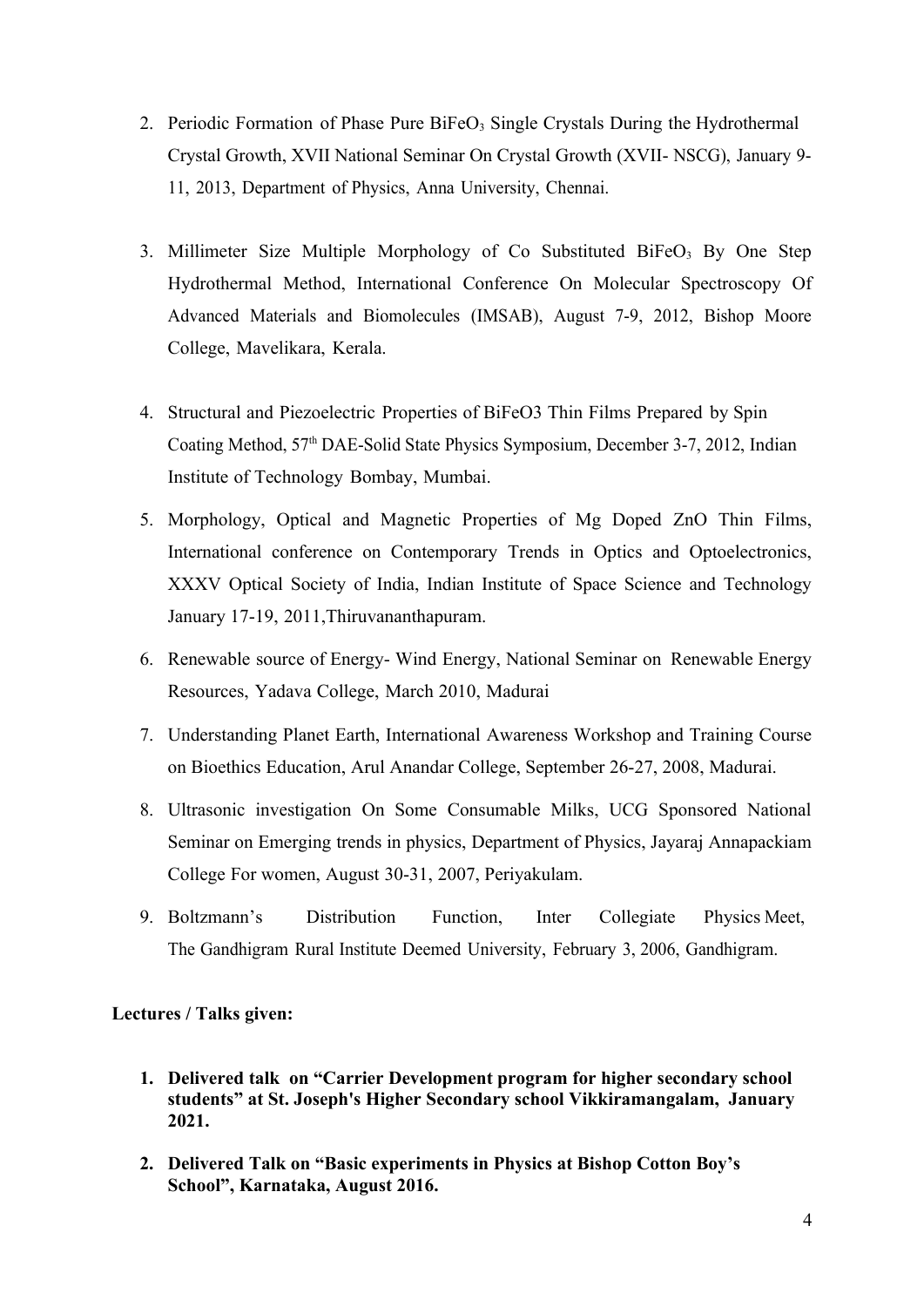2. Periodic Formation of Phase Pure $BiFeO_3$ Single Crystals During the Hydrothermal Crystal Growth, XVII National Seminar On Crystal Growth (XVII- NSCG), January 9-11, 2013, Department of Physics, Anna University, Chennai.

3. Millimeter Size Multiple Morphology of Co Substituted $BiFeO_3$ By One Step Hydrothermal Method, International Conference On Molecular Spectroscopy Of Advanced Materials and Biomolecules (IMSAB), August 7-9, 2012, Bishop Moore College, Mavelikara, Kerala.

4. Structural and Piezoelectric Properties of BiFeO3 Thin Films Prepared by Spin Coating Method, 57th DAE-Solid State Physics Symposium, December 3-7, 2012, Indian Institute of Technology Bombay, Mumbai.

5. Morphology, Optical and Magnetic Properties of Mg Doped ZnO Thin Films, International conference on Contemporary Trends in Optics and Optoelectronics, XXXV Optical Society of India, Indian Institute of Space Science and Technology January 17-19, 2011,Thiruvananthapuram.

6. Renewable source of Energy- Wind Energy, National Seminar on Renewable Energy Resources, Yadava College, March 2010, Madurai

7. Understanding Planet Earth, International Awareness Workshop and Training Course on Bioethics Education, Arul Anandar College, September 26-27, 2008, Madurai.

8. Ultrasonic investigation On Some Consumable Milks, UCG Sponsored National Seminar on Emerging trends in physics, Department of Physics, Jayaraj Annapackiam College For women, August 30-31, 2007, Periyakulam.

9. Boltzmann's Distribution Function, Inter Collegiate Physics Meet, The Gandhigram Rural Institute Deemed University, February 3, 2006, Gandhigram.

**Lectures / Talks given:**

1. **Delivered talk on "Carrier Development program for higher secondary school students" at St. Joseph's Higher Secondary school Vikkiramangalam, January 2021.**

2. **Delivered Talk on "Basic experiments in Physics at Bishop Cotton Boy's School", Karnataka, August 2016.**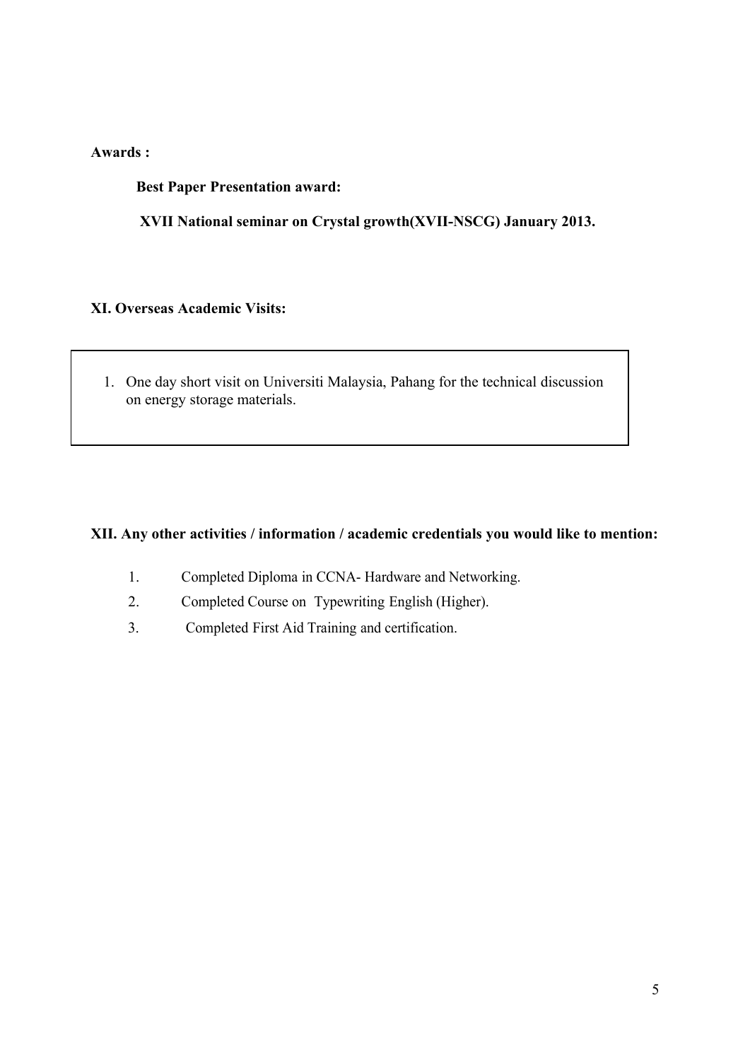**Awards :**

**Best Paper Presentation award:**

**XVII National seminar on Crystal growth(XVII-NSCG) January 2013.**

## XI. Overseas Academic Visits:

1. One day short visit on Universiti Malaysia, Pahang for the technical discussion on energy storage materials.

## XII. Any other activities / information / academic credentials you would like to mention:

1. Completed Diploma in CCNA- Hardware and Networking.
2. Completed Course on Typewriting English (Higher).
3. Completed First Aid Training and certification.